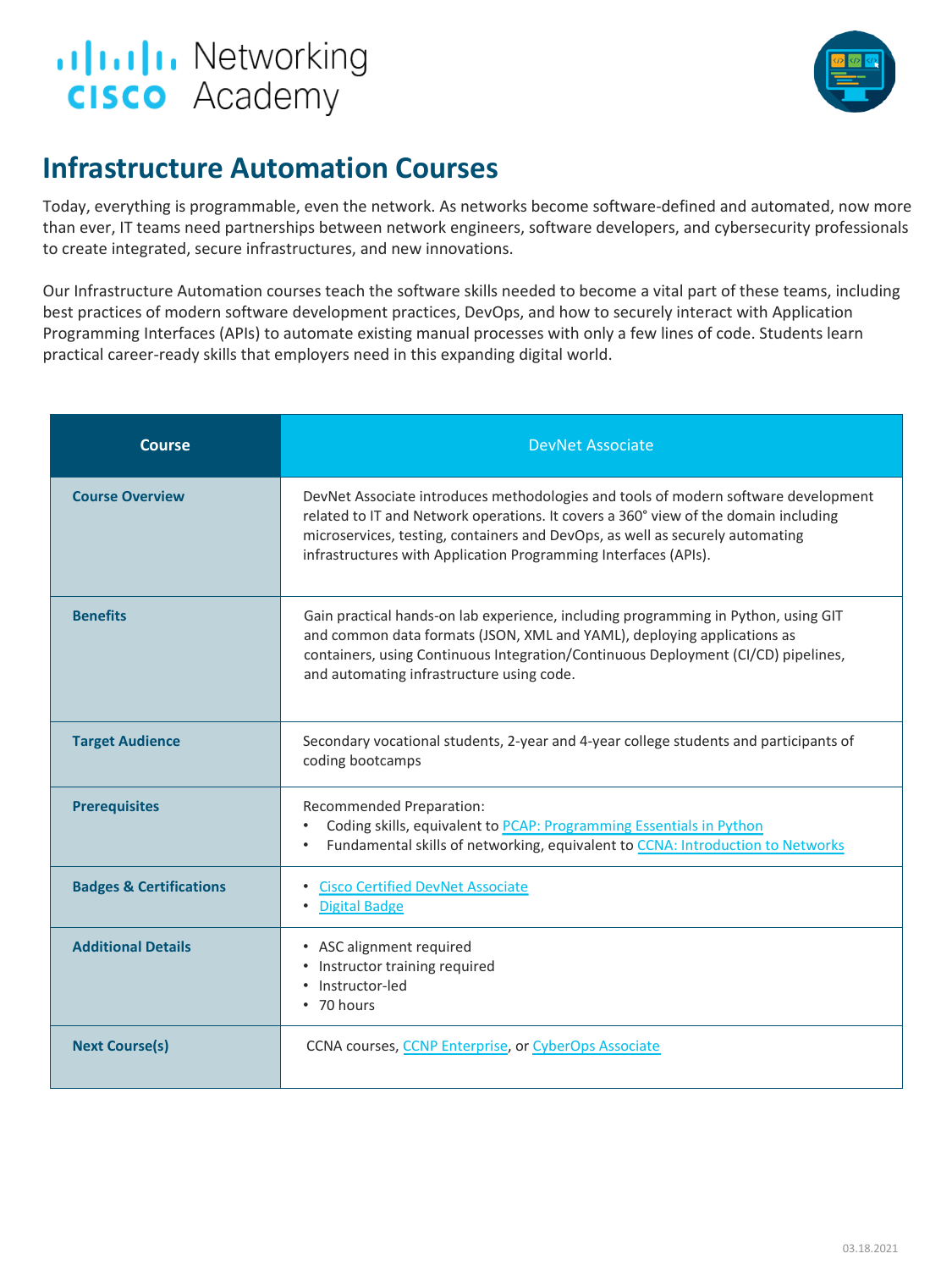Cisco Networking Academy

# Infrastructure Automation Courses

Today, everything is programmable, even the network. As networks become software-defined and automated, now more than ever, IT teams need partnerships between network engineers, software developers, and cybersecurity professionals to create integrated, secure infrastructures, and new innovations.

Our Infrastructure Automation courses teach the software skills needed to become a vital part of these teams, including best practices of modern software development practices, DevOps, and how to securely interact with Application Programming Interfaces (APIs) to automate existing manual processes with only a few lines of code. Students learn practical career-ready skills that employers need in this expanding digital world.

| Course | DevNet Associate |
| --- | --- |
| **Course Overview** | DevNet Associate introduces methodologies and tools of modern software development related to IT and Network operations. It covers a 360° view of the domain including microservices, testing, containers and DevOps, as well as securely automating infrastructures with Application Programming Interfaces (APIs). |
| **Benefits** | Gain practical hands-on lab experience, including programming in Python, using GIT and common data formats (JSON, XML and YAML), deploying applications as containers, using Continuous Integration/Continuous Deployment (CI/CD) pipelines, and automating infrastructure using code. |
| **Target Audience** | Secondary vocational students, 2-year and 4-year college students and participants of coding bootcamps |
| **Prerequisites** | Recommended Preparation: <br>• Coding skills, equivalent to PCAP: Programming Essentials in Python <br>• Fundamental skills of networking, equivalent to CCNA: Introduction to Networks |
| **Badges & Certifications** | • Cisco Certified DevNet Associate <br>• Digital Badge |
| **Additional Details** | • ASC alignment required <br>• Instructor training required <br>• Instructor-led <br>• 70 hours |
| **Next Course(s)** | CCNA courses, CCNP Enterprise, or CyberOps Associate |

03.18.2021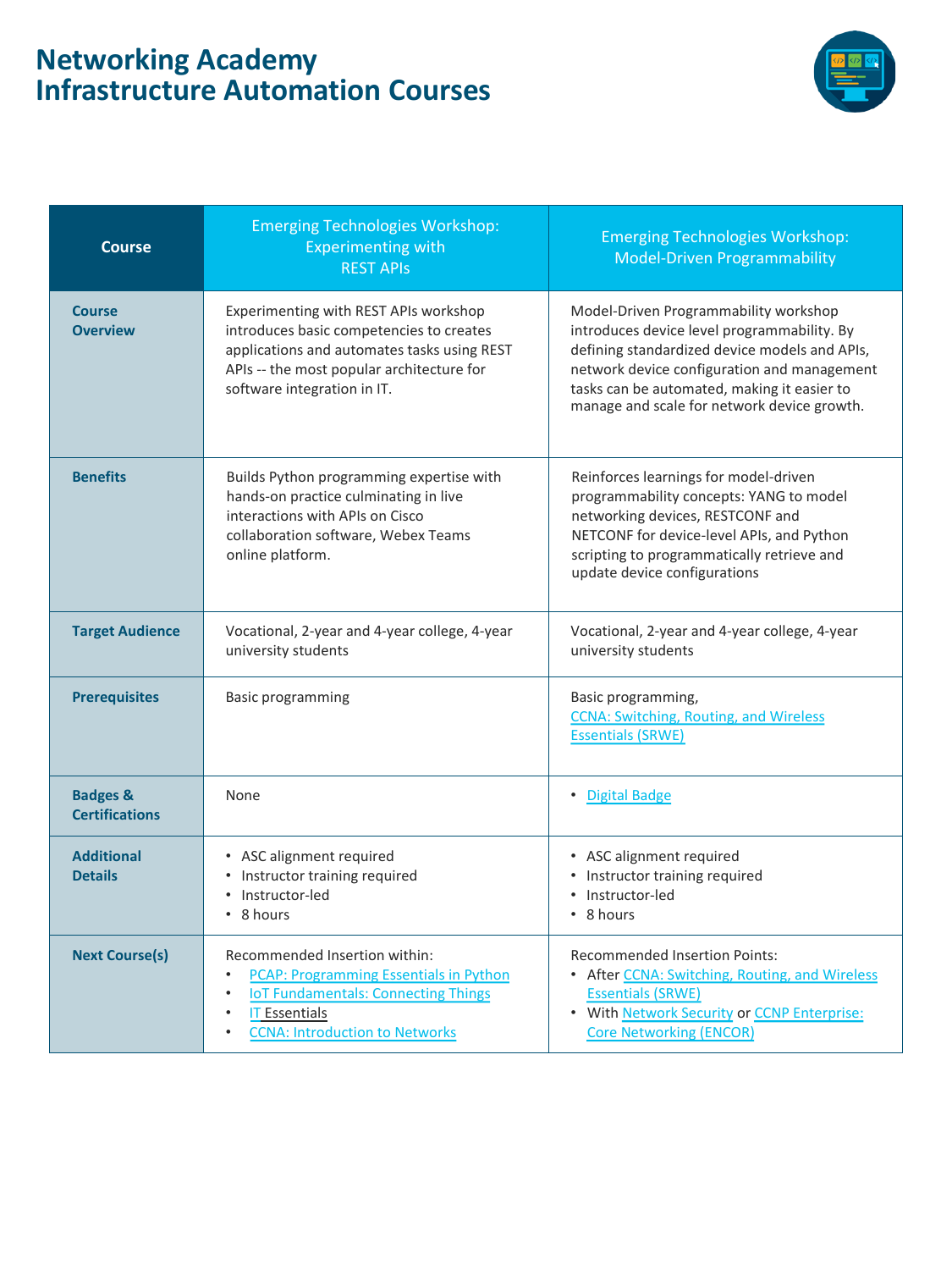# Networking Academy
# Infrastructure Automation Courses

| Course | Emerging Technologies Workshop: Experimenting with REST APIs | Emerging Technologies Workshop: Model-Driven Programmability |
|---|---|---|
| **Course Overview** | Experimenting with REST APIs workshop introduces basic competencies to creates applications and automates tasks using REST APIs -- the most popular architecture for software integration in IT. | Model-Driven Programmability workshop introduces device level programmability. By defining standardized device models and APIs, network device configuration and management tasks can be automated, making it easier to manage and scale for network device growth. |
| **Benefits** | Builds Python programming expertise with hands-on practice culminating in live interactions with APIs on Cisco collaboration software, Webex Teams online platform. | Reinforces learnings for model-driven programmability concepts: YANG to model networking devices, RESTCONF and NETCONF for device-level APIs, and Python scripting to programmatically retrieve and update device configurations |
| **Target Audience** | Vocational, 2-year and 4-year college, 4-year university students | Vocational, 2-year and 4-year college, 4-year university students |
| **Prerequisites** | Basic programming | Basic programming, CCNA: Switching, Routing, and Wireless Essentials (SRWE) |
| **Badges & Certifications** | None | • Digital Badge |
| **Additional Details** | • ASC alignment required<br>• Instructor training required<br>• Instructor-led<br>• 8 hours | • ASC alignment required<br>• Instructor training required<br>• Instructor-led<br>• 8 hours |
| **Next Course(s)** | Recommended Insertion within:<br>• PCAP: Programming Essentials in Python<br>• IoT Fundamentals: Connecting Things<br>• IT Essentials<br>• CCNA: Introduction to Networks | Recommended Insertion Points:<br>• After CCNA: Switching, Routing, and Wireless Essentials (SRWE)<br>• With Network Security or CCNP Enterprise: Core Networking (ENCOR) |